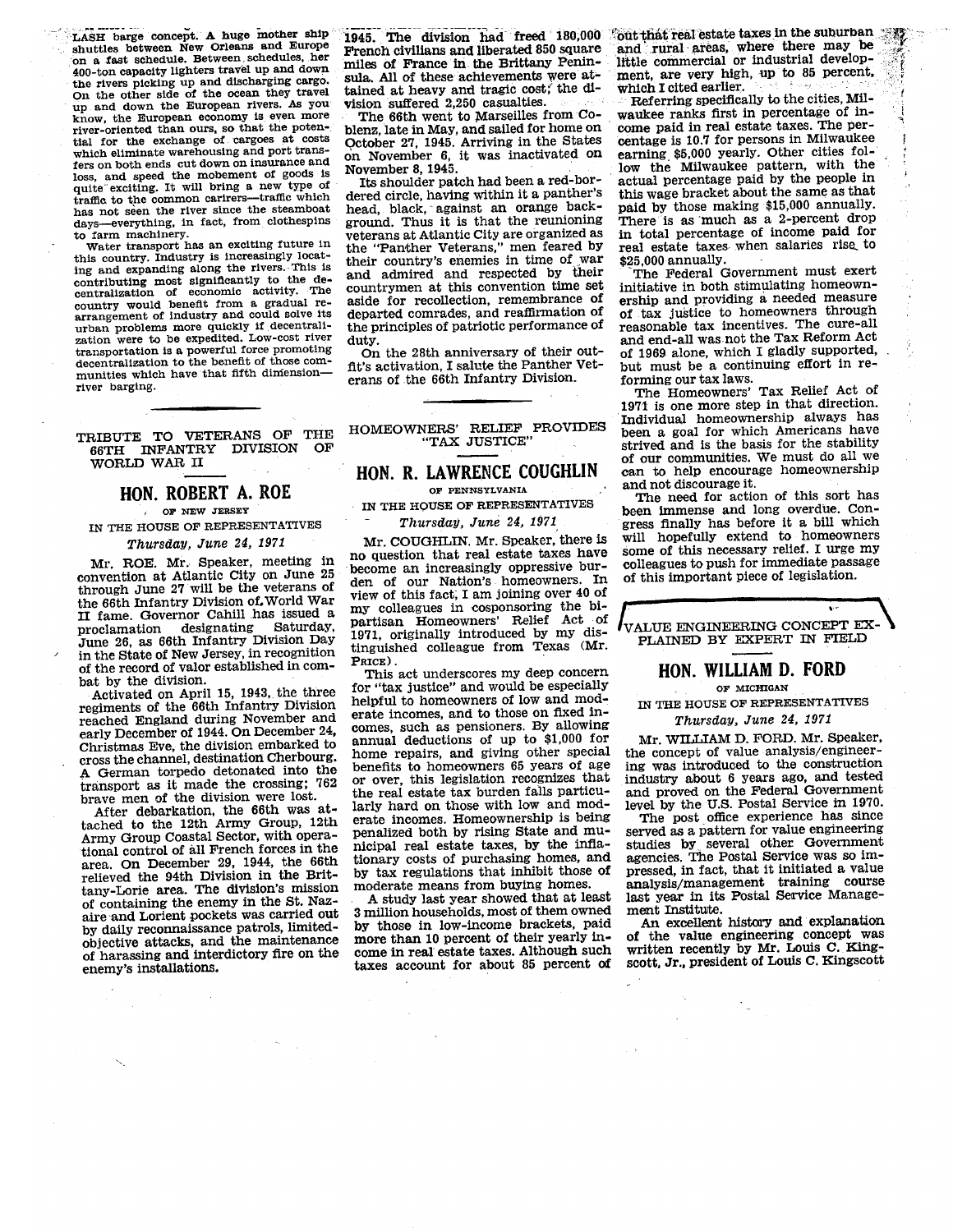LASH barge concept. A huge mother ship shuttles between New Orleans and Europe on a fast schedule. Between schedules, her 400-ton capacity lighters travel up and down the rivers picking up and discharging cargo. On the other side of the ocean they travel up and down the European rivers. As you know, the European economy is even more river-oriented than ours, so that the potential for the exchange of cargoes at costs which eliminate warehousing and port transfers on both ends cut down on insurance and loss, and speed the mobement of goods is quite exciting. It will bring a new type of traffic to the common carirers—traffic which has not seen the river since the steamboat days—everything, in fact, from clothespins to farm machinery.

Water transport has an exciting future in this country. Industry is increasingly locating and expanding along the rivers. This is contributing most significantly to the decentralization of economic activity. The country would benefit from a gradual rearrangement of industry and could solve its urban problems more quickly if decentralization were to be expedited. Low-cost river transportation is a powerful force promoting decentralization to the benefit of those communities which have that fifth dimension—river barging.

---

## TRIBUTE TO VETERANS OF THE 66TH INFANTRY DIVISION OF WORLD WAR II

### HON. ROBERT A. ROE

OF NEW JERSEY

IN THE HOUSE OF REPRESENTATIVES

*Thursday, June 24, 1971*

Mr. ROE. Mr. Speaker, meeting in convention at Atlantic City on June 25 through June 27 will be the veterans of the 66th Infantry Division of World War II fame. Governor Cahill has issued a proclamation designating Saturday, June 26, as 66th Infantry Division Day in the State of New Jersey, in recognition of the record of valor established in combat by the division.

Activated on April 15, 1943, the three regiments of the 66th Infantry Division reached England during November and early December of 1944. On December 24, Christmas Eve, the division embarked to cross the channel, destination Cherbourg. A German torpedo detonated into the transport as it made the crossing; 762 brave men of the division were lost.

After debarkation, the 66th was attached to the 12th Army Group, 12th Army Group Coastal Sector, with operational control of all French forces in the area. On December 29, 1944, the 66th relieved the 94th Division in the Brittany-Lorie area. The division's mission of containing the enemy in the St. Nazaire and Lorient pockets was carried out by daily reconnaissance patrols, limited-objective attacks, and the maintenance of harassing and interdictory fire on the enemy's installations.

1945. The division had freed 180,000 French civilians and liberated 850 square miles of France in the Brittany Peninsula. All of these achievements were attained at heavy and tragic cost; the division suffered 2,250 casualties.

The 66th went to Marseilles from Coblenz, late in May, and sailed for home on October 27, 1945. Arriving in the States on November 6, it was inactivated on November 8, 1945.

Its shoulder patch had been a red-bordered circle, having within it a panther's head, black, against an orange background. Thus it is that the reunioning veterans at Atlantic City are organized as the "Panther Veterans," men feared by their country's enemies in time of war and admired and respected by their countrymen at this convention time set aside for recollection, remembrance of departed comrades, and reaffirmation of the principles of patriotic performance of duty.

On the 28th anniversary of their outfit's activation, I salute the Panther Veterans of the 66th Infantry Division.

---

## HOMEOWNERS' RELIEF PROVIDES "TAX JUSTICE"

### HON. R. LAWRENCE COUGHLIN

OF PENNSYLVANIA

IN THE HOUSE OF REPRESENTATIVES

*Thursday, June 24, 1971*

Mr. COUGHLIN. Mr. Speaker, there is no question that real estate taxes have become an increasingly oppressive burden of our Nation's homeowners. In view of this fact, I am joining over 40 of my colleagues in cosponsoring the bipartisan Homeowners' Relief Act of 1971, originally introduced by my distinguished colleague from Texas (Mr. PRICE).

This act underscores my deep concern for "tax justice" and would be especially helpful to homeowners of low and moderate incomes, and to those on fixed incomes, such as pensioners. By allowing annual deductions of up to $1,000 for home repairs, and giving other special benefits to homeowners 65 years of age or over, this legislation recognizes that the real estate tax burden falls particularly hard on those with low and moderate incomes. Homeownership is being penalized both by rising State and municipal real estate taxes, by the inflationary costs of purchasing homes, and by tax regulations that inhibit those of moderate means from buying homes.

A study last year showed that at least 3 million households, most of them owned by those in low-income brackets, paid more than 10 percent of their yearly income in real estate taxes. Although such taxes account for about 85 percent of out that real estate taxes in the suburban and rural areas, where there may be little commercial or industrial development, are very high, up to 85 percent, which I cited earlier.

Referring specifically to the cities, Milwaukee ranks first in percentage of income paid in real estate taxes. The percentage is 10.7 for persons in Milwaukee earning $5,000 yearly. Other cities follow the Milwaukee pattern, with the actual percentage paid by the people in this wage bracket about the same as that paid by those making $15,000 annually. There is as much as a 2-percent drop in total percentage of income paid for real estate taxes when salaries rise to $25,000 annually.

The Federal Government must exert initiative in both stimulating homeownership and providing a needed measure of tax justice to homeowners through reasonable tax incentives. The cure-all and end-all was not the Tax Reform Act of 1969 alone, which I gladly supported, but must be a continuing effort in reforming our tax laws.

The Homeowners' Tax Relief Act of 1971 is one more step in that direction. Individual homeownership always has been a goal for which Americans have strived and is the basis for the stability of our communities. We must do all we can to help encourage homeownership and not discourage it.

The need for action of this sort has been immense and long overdue. Congress finally has before it a bill which will hopefully extend to homeowners some of this necessary relief. I urge my colleagues to push for immediate passage of this important piece of legislation.

---

## VALUE ENGINEERING CONCEPT EXPLAINED BY EXPERT IN FIELD

### HON. WILLIAM D. FORD

OF MICHIGAN

IN THE HOUSE OF REPRESENTATIVES

*Thursday, June 24, 1971*

Mr. WILLIAM D. FORD. Mr. Speaker, the concept of value analysis/engineering was introduced to the construction industry about 6 years ago, and tested and proved on the Federal Government level by the U.S. Postal Service in 1970.

The post office experience has since served as a pattern for value engineering studies by several other Government agencies. The Postal Service was so impressed, in fact, that it initiated a value analysis/management training course last year in its Postal Service Management Institute.

An excellent history and explanation of the value engineering concept was written recently by Mr. Louis C. Kingscott, Jr., president of Louis C. Kingscott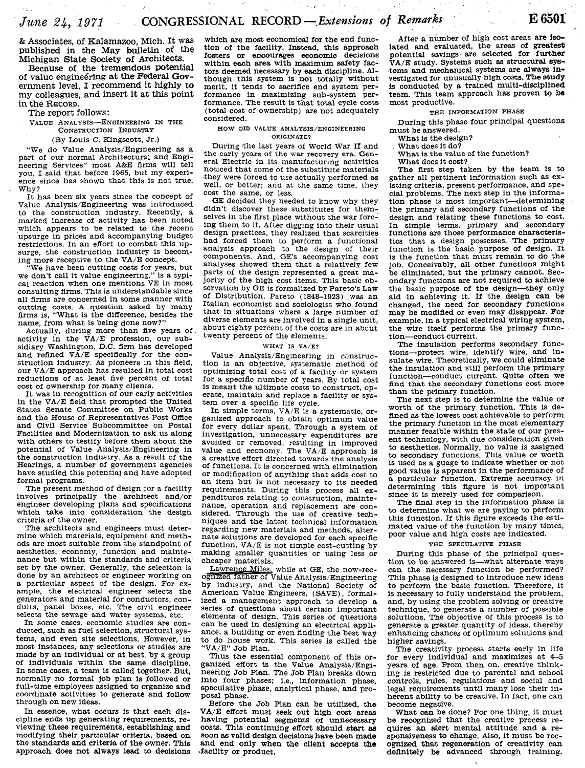& Associates, of Kalamazoo, Mich. It was published in the May bulletin of the Michigan State Society of Architects.

Because of the tremendous potential of value engineering at the Federal Government level, I recommend it highly to my colleagues, and insert it at this point in the RECORD.

The report follows:

### VALUE ANALYSIS—ENGINEERING IN THE CONSTRUCTION INDUSTRY

(By Louis C. Kingscott, Jr.)

"We do Value Analysis/Engineering as a part of our normal Architectural and Engineering Services" most A&E firms will tell you. I said that before 1965, but my experience since has shown that this is not true. Why?

It has been six years since the concept of Value Analysis/Engineering was introduced to the construction industry. Recently, a marked increase of activity has been noted which appears to be related to the recent upsurge in prices and accompanying budget restrictions. In an effort to combat this upsurge, the construction industry is becoming more receptive to the VA/E concept.

"We have been cutting costs for years, but we don't call it value engineering," is a typical reaction when one mentions VE in most consulting firms. This is understandable since all firms are concerned in some manner with cutting costs. A question asked by many firms is, "What is the difference, besides the name, from what is being done now?"

Actually, during more than five years of activity in the VA/E profession, our subsidiary Washington, D.C. firm has developed and refined VA/E specifically for the construction industry. As pioneers in this field, our VA/E approach has resulted in total cost reductions of at least five percent of total cost of ownership for many clients.

It was in recognition of our early activities in the VA/E field that prompted the United States Senate Committee on Public Works and the House of Representatives Post Office and Civil Service Subcommittee on Postal Facilities and Modernization to ask us along with others to testify before them about the potential of Value Analysis/Engineering in the construction industry. As a result of the Hearings, a number of government agencies have studied this potential and have adopted formal programs.

The present method of design for a facility involves principally the architect and/or engineer developing plans and specifications which take into consideration the design criteria of the owner.

The architects and engineers must determine which materials, equipment and methods are most suitable from the standpoint of aesthetics, economy, function and maintenance but within the standards and criteria set by the owner. Generally, the selection is done by an architect or engineer working on a particular aspect of the design. For example, the electrical engineer selects the generators and material for conductors, conduits, panel boxes, etc. The civil engineer selects the sewage and water systems, etc.

In some cases, economic studies are conducted, such as fuel selection, structural systems, and even site selections. However, in most instances, any selections or studies are made by an individual or at best, by a group of individuals within the same discipline. In some cases, a team is called together. But, normally no formal job plan is followed or full-time employees assigned to organize and coordinate activities to generate and follow through on new ideas.

In essence, what occurs is that each discipline ends up generating requirements, reviewing these requirements, establishing and modifying their particular criteria, based on the standards and criteria of the owner. This approach does not always lead to decisions which are most economical for the end function of the facility. Instead, this approach fosters or encourages economic decisions within each area with maximum safety factors deemed necessary by each discipline. Although this system is not totally without merit, it tends to sacrifice end system performance in maximizing sub-system performance. The result is that total cycle costs (total cost of ownership) are not adequately considered.

#### HOW DID VALUE ANALYSIS/ENGINEERING ORIGINATE?

During the last years of World War II and the early years of the war recovery era, General Electric in its manufacturing activities noticed that some of the substitute materials they were forced to use actually performed as well, or better; and at the same time, they cost the same, or less.

GE decided they needed to know why they didn't discover these substitutes for themselves in the first place without the war forcing them to it. After digging into their usual design practices, they realized that scarcities had forced them to perform a functional analysis approach to the design of their components. And, GE's accompanying cost analyses showed them that a relatively few parts of the design represented a great majority of the high cost items. This basic observation by GE is formalized by Pareto's Law of Distribution. Pareto (1848–1923) was an Italian economist and sociologist who found that in situations where a large number of diverse elements are involved in a single unit, about eighty percent of the costs are in about twenty percent of the elements.

#### WHAT IS VA/E?

Value Analysis/Engineering in construction is an objective, systematic method of optimizing total cost of a facility or system for a specific number of years. By total cost is meant the ultimate costs to construct, operate, maintain and replace a facility or system over a specific life cycle.

In simple terms, VA/E is a systematic, organized approach to obtain optimum value for every dollar spent. Through a system of investigation, unnecessary expenditures are avoided or removed, resulting in improved value and economy. The VA/E approach is a creative effort directed towards the analysis of functions. It is concerned with elimination or modification of anything that adds cost to an item but is not necessary to its needed requirements. During this process all expenditures relating to construction, maintenance, operation and replacement are considered. Through the use of creative techniques and the latest technical information regarding new materials and methods, alternate solutions are developed for each specific function. VA/E is not simple cost-cutting by making smaller quantities or using less or cheaper materials.

Lawrence Miles, while at GE, the now-recognized father of Value Analysis/Engineering by industry, and the National Society of American Value Engineers, (SAVE), formalized a management approach to develop a series of questions about certain important elements of design. This series of questions can be used in designing an electrical appliance, a building or even finding the best way to do house work. This series is called the "VA/E" Job Plan.

Thus the essential component of this organized effort is the Value Analysis/Engineering Job Plan. The Job Plan breaks down into four phases; i.e., information phase, speculative phase, analytical phase, and proposal phase.

Before the Job Plan can be utilized, the VA/E effort must seek out high cost areas having potential segments of unnecessary costs. This continuing effort should start as soon as valid design decisions have been made and end only when the client accepts the facility or product.

After a number of high cost areas are isolated and evaluated, the areas of greatest potential savings are selected for further VA/E study. Systems such as structural systems and mechanical systems are always investigated for unusually high costs. The study is conducted by a trained multi-disciplined team. This team approach has proven to be most productive.

#### THE INFORMATION PHASE

During this phase four principal questions must be answered.

What is the design?

What does it do?

What is the value of the function?

What does it cost?

The first step taken by the team is to gather all pertinent information such as existing criteria, present performance, and special problems. The next step in the information phase is most important—determining the primary and secondary functions of the design and relating these functions to cost. In simple terms, primary and secondary functions are those performance characteristics that a design possesses. The primary function is the basic purpose of design. It is the function that must remain to do the job. Conceivably, all other functions might be eliminated, but the primary cannot. Secondary functions are not required to achieve the basic purpose of the design—they only aid in achieving it. If the design can be changed, the need for secondary functions may be modified or even may disappear. For example, in a typical electrical wiring system, the wire itself performs the primary function—conduct current.

The insulation performs secondary functions—protect wire, identify wire, and insulate wire. Theoretically, we could eliminate the insulation and still perform the primary function—conduct current. Quite often we find that the secondary functions cost more than the primary function.

The next step is to determine the value or worth of the primary function. This is defined as the lowest cost achievable to perform the primary function in the most elementary manner feasible within the state of our present technology, with due consideration given to aesthetics. Normally, no value is assigned to secondary functions. This value or worth is used as a guage to indicate whether or not good value is apparent in the performance of a particular function. Extreme accuracy in determining this figure is not important since it is merely used for comparison.

The final step in the information phase is to determine what we are paying to perform this function. If this figure exceeds the estimated value of the function by many times, poor value and high costs are indicated.

#### THE SPECULATIVE PHASE

During this phase of the principal question to be answered is—what alternate ways can the necessary function be performed? This phase is designed to introduce new ideas to perform the basic function. Therefore, it is necessary to fully understand the problem, and, by using the problem solving or creative technique, to generate a number of possible solutions. The objective of this process is to generate a greater quantity of ideas, thereby enhancing chances of optimum solutions and higher savings.

The creativity process starts early in life for every individual and maximizes at 4–5 years of age. From then on, creative thinking is restricted due to parental and school controls, rules, regulations and social and legal requirements until many lose their inherent ability to be creative. In fact, one can become negative.

What can be done? For one thing, it must be recognized that the creative process requires an alert mental attitude and a responsiveness to change. Also, it must be recognized that regeneration of creativity can definitely be advanced through training.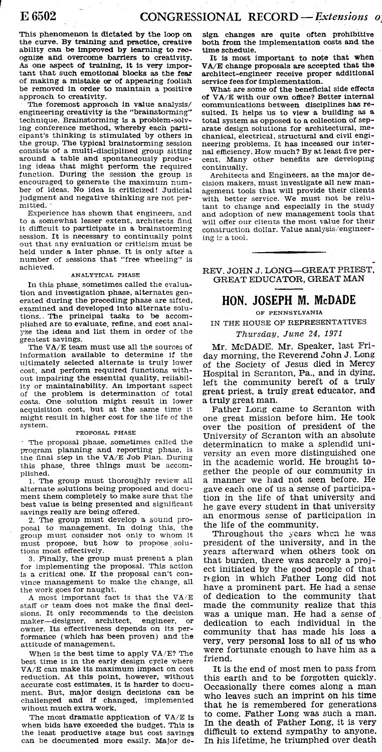This phenomenon is dictated by the loop on the curve. By training and practice, creative ability can be improved by learning to recognize and overcome barriers to creativity. As one aspect of training, it is very important that such emotional blocks as the fear of making a mistake or of appearing foolish be removed in order to maintain a positive approach to creativity.

The foremost approach in value analysis/engineering creativity is the "brainstorming" technique. Brainstorming is a problem-solving conference method, whereby each participant's thinking is stimulated by others in the group. The typical brainstorming session consists of a multi-disciplined group sitting around a table and spontaneously producing ideas that might perform the required function. During the session the group is encouraged to generate the maximum number of ideas. No idea is criticized! Judicial judgment and negative thinking are not permitted.

Experience has shown that engineers, and to a somewhat lesser extent, architects find it difficult to participate in a brainstorming session. It is necessary to continually point out that any evaluation or criticism must be held under a later phase. It is only after a number of sessions that "free wheeling" is achieved.

#### ANALYTICAL PHASE

In this phase, sometimes called the evaluation and investigation phase, alternates generated during the preceding phase are sifted, examined and developed into alternate solutions. The principal tasks to be accomplished are to evaluate, refine, and cost analyze the ideas and list them in order of the greatest savings.

The VA/E team must use all the sources of information available to determine if the ultimately selected alternate is truly lower cost, and perform required functions without impairing the essential quality, reliability or maintainability. An important aspect of the problem is determination of total costs. One solution might result in lower acquisition cost, but at the same time it might result in higher cost for the life of the system.

#### PROPOSAL PHASE

The proposal phase, sometimes called the program planning and reporting phase, is the final step in the VA/E Job Plan. During this phase, three things must be accomplished.

1. The group must thoroughly review all alternate solutions being proposed and document them completely to make sure that the best value is being presented and significant savings really are being offered.

2. The group must develop a sound proposal to management. In doing this, the group must consider not only to whom it must propose, but how to propose solutions most effectively.

3. Finally, the group must present a plan for implementing the proposal. This action is a critical one. If the proposal can't convince management to make the change, all the work goes for naught.

A most important fact is that the VA/E staff or team does not make the final decisions. It only recommends to the decision maker—designer, architect, engineer, or owner. Its effectiveness depends on its performance (which has been proven) and the attitude of management.

When is the best time to apply VA/E? The best time is in the early design cycle where VA/E can make its maximum impact on cost reduction. At this point, however, without accurate cost estimates, it is harder to document. But, major design decisions can be challenged and if changed, implemented wihout much extra work.

The most dramatic application of VA/E is when bids have exceeded the budget. This is the least productive stage but cost savings can be documented more easily. Major design changes are quite often prohibitive both from the implementation costs and the time schedule.

It is most important to note that when VA/E change proposals are accepted that the architect-engineer receive proper additional service fees for implementation.

What are some of the beneficial side effects of VA/E with our own office? Better internal communications between disciplines has resulted. It helps us to view a building as a total system as opposed to a collection of separate design solutions for architectural, mechanical, electrical, structural and civil engineering problems. It has inceased our internal efficiency. How much? By at least five percent. Many other benefits are developing continually.

Architects and Engineers, as the major decision makers, must investigate all new management tools that will provide their clients with better service. We must not be relutant to change and especially in the study and adoption of new management tools that will offer our clients the most value for their construction dollar. Value analysis/engineering is a tool.

---

## REV. JOHN J. LONG—GREAT PRIEST, GREAT EDUCATOR, GREAT MAN

### HON. JOSEPH M. McDADE

OF PENNSYLVANIA

IN THE HOUSE OF REPRESENTATIVES

*Thursday, June 24, 1971*

Mr. McDADE. Mr. Speaker, last Friday morning, the Reverend John J. Long of the Society of Jesus died in Mercy Hospital in Scranton, Pa., and in dying, left the community bereft of a truly great priest, a truly great educator, and a truly great man.

Father Long came to Scranton with one great mission before him. He took over the position of president of the University of Scranton with an absolute determination to make a splendid university an even more distinguished one in the academic world. He brought together the people of our community in a manner we had not seen before. He gave each one of us a sense of participation in the life of that university and he gave every student in that university an enormous sense of participation in the life of the community.

Throughout the years when he was president of the university, and in the years afterward when others took on that burden, there was scarcely a project initiated by the good people of that region in which Father Long did not have a prominent part. He had a sense of dedication to the community that made the community realize that this was a unique man. He had a sense of dedication to each individual in the community that has made his loss a very, very personal loss to all of us who were fortunate enough to have him as a friend.

It is the end of most men to pass from this earth and to be forgotten quickly. Occasionally there comes along a man who leaves such an imprint on his time that he is remembered for generations to come. Father Long was such a man. In the death of Father Long, it is very difficult to extend sympathy to anyone. In his lifetime, he triumphed over death